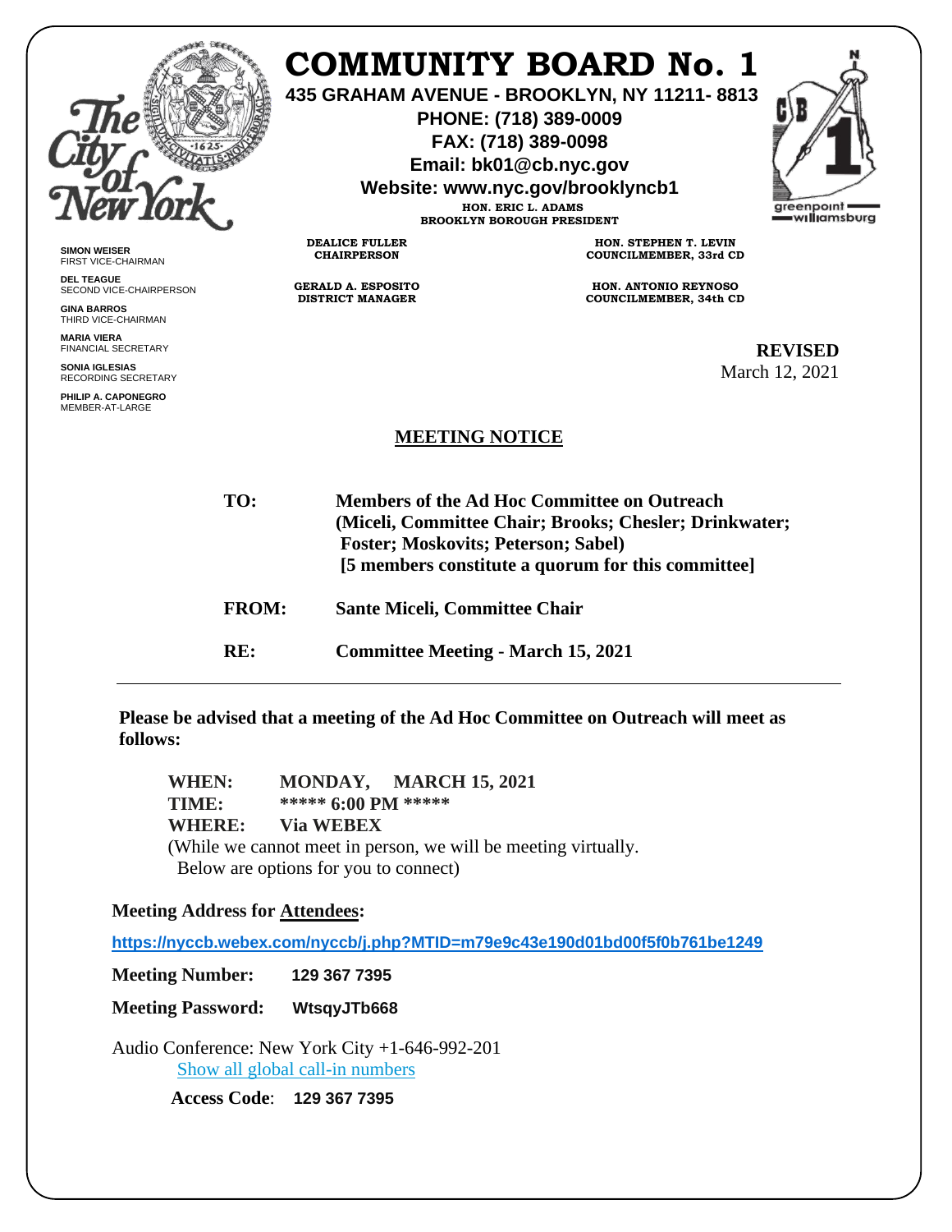# COMMUNITY BOARD No. 1

**435 GRAHAM AVENUE - BROOKLYN, NY 11211- 8813**
**PHONE: (718) 389-0009**
**FAX: (718) 389-0098**
**Email: bk01@cb.nyc.gov**
**Website: www.nyc.gov/brooklyncb1**

**HON. ERIC L. ADAMS**
**BROOKLYN BOROUGH PRESIDENT**

**SIMON WEISER**
FIRST VICE-CHAIRMAN

**DEL TEAGUE**
SECOND VICE-CHAIRPERSON

**GINA BARROS**
THIRD VICE-CHAIRMAN

**MARIA VIERA**
FINANCIAL SECRETARY

**SONIA IGLESIAS**
RECORDING SECRETARY

**PHILIP A. CAPONEGRO**
MEMBER-AT-LARGE

**DEALICE FULLER**
**CHAIRPERSON**

**GERALD A. ESPOSITO**
**DISTRICT MANAGER**

**HON. STEPHEN T. LEVIN**
**COUNCILMEMBER, 33rd CD**

**HON. ANTONIO REYNOSO**
**COUNCILMEMBER, 34th CD**

greenpoint williamsburg

**REVISED**
March 12, 2021

## MEETING NOTICE

**TO:** **Members of the Ad Hoc Committee on Outreach (Miceli, Committee Chair; Brooks; Chesler; Drinkwater; Foster; Moskovits; Peterson; Sabel) [5 members constitute a quorum for this committee]**

**FROM:** **Sante Miceli, Committee Chair**

**RE:** **Committee Meeting - March 15, 2021**

---

**Please be advised that a meeting of the Ad Hoc Committee on Outreach will meet as follows:**

**WHEN:** **MONDAY, MARCH 15, 2021**
**TIME:** **\*\*\*\*\* 6:00 PM \*\*\*\*\***
**WHERE:** **Via WEBEX**
(While we cannot meet in person, we will be meeting virtually. Below are options for you to connect)

**Meeting Address for Attendees:**

**https://nyccb.webex.com/nyccb/j.php?MTID=m79e9c43e190d01bd00f5f0b761be1249**

**Meeting Number:** **129 367 7395**

**Meeting Password:** **WtsqyJTb668**

Audio Conference: New York City +1-646-992-201
Show all global call-in numbers

**Access Code**: **129 367 7395**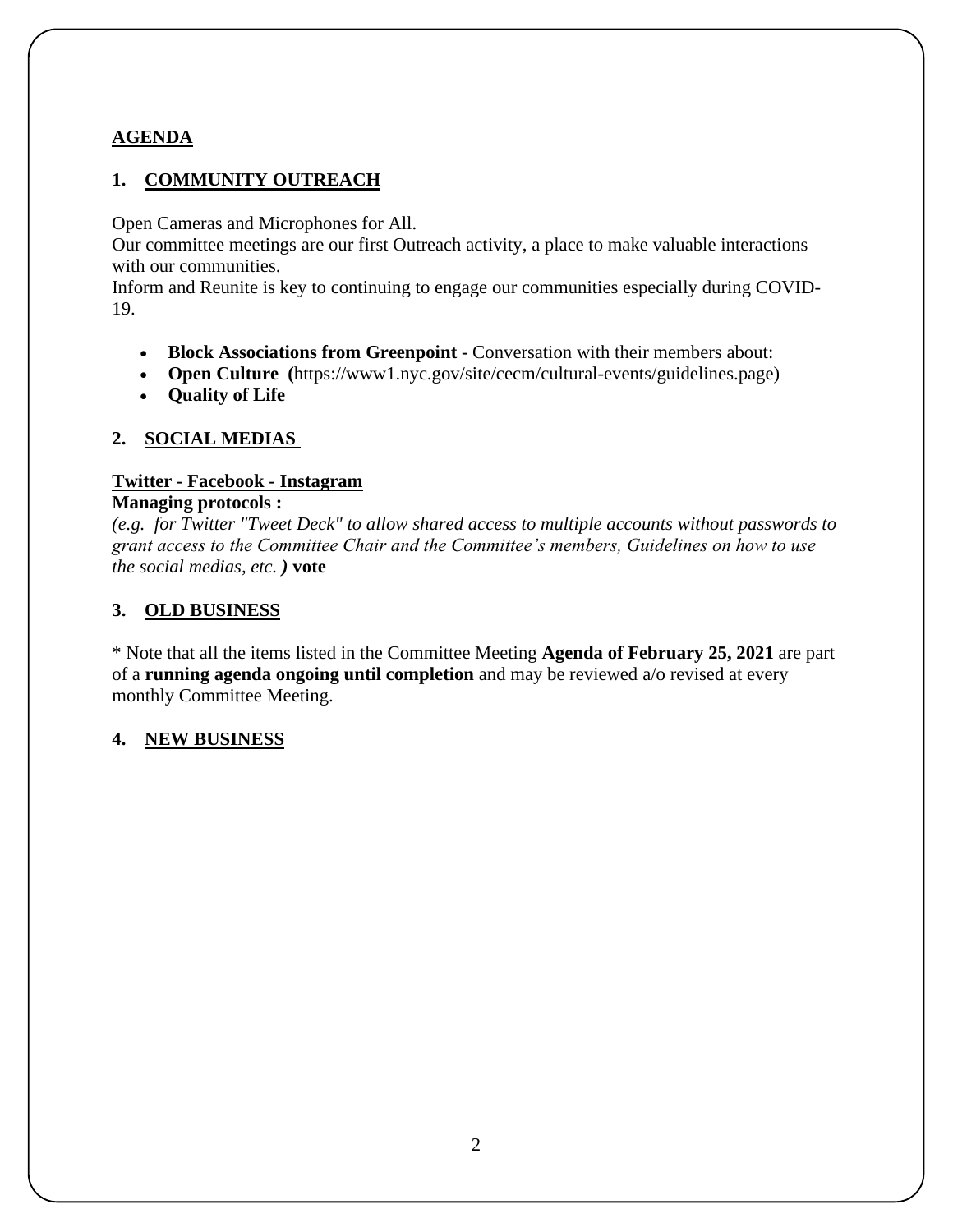## AGENDA

### 1. COMMUNITY OUTREACH

Open Cameras and Microphones for All.
Our committee meetings are our first Outreach activity, a place to make valuable interactions with our communities.
Inform and Reunite is key to continuing to engage our communities especially during COVID-19.

- **Block Associations from Greenpoint -** Conversation with their members about:
- **Open Culture (**https://www1.nyc.gov/site/cecm/cultural-events/guidelines.page)
- **Quality of Life**

### 2. SOCIAL MEDIAS

**Twitter - Facebook - Instagram**
**Managing protocols :**
*(e.g. for Twitter "Tweet Deck" to allow shared access to multiple accounts without passwords to grant access to the Committee Chair and the Committee's members, Guidelines on how to use the social medias, etc. )* **vote**

### 3. OLD BUSINESS

* Note that all the items listed in the Committee Meeting **Agenda of February 25, 2021** are part of a **running agenda ongoing until completion** and may be reviewed a/o revised at every monthly Committee Meeting.

### 4. NEW BUSINESS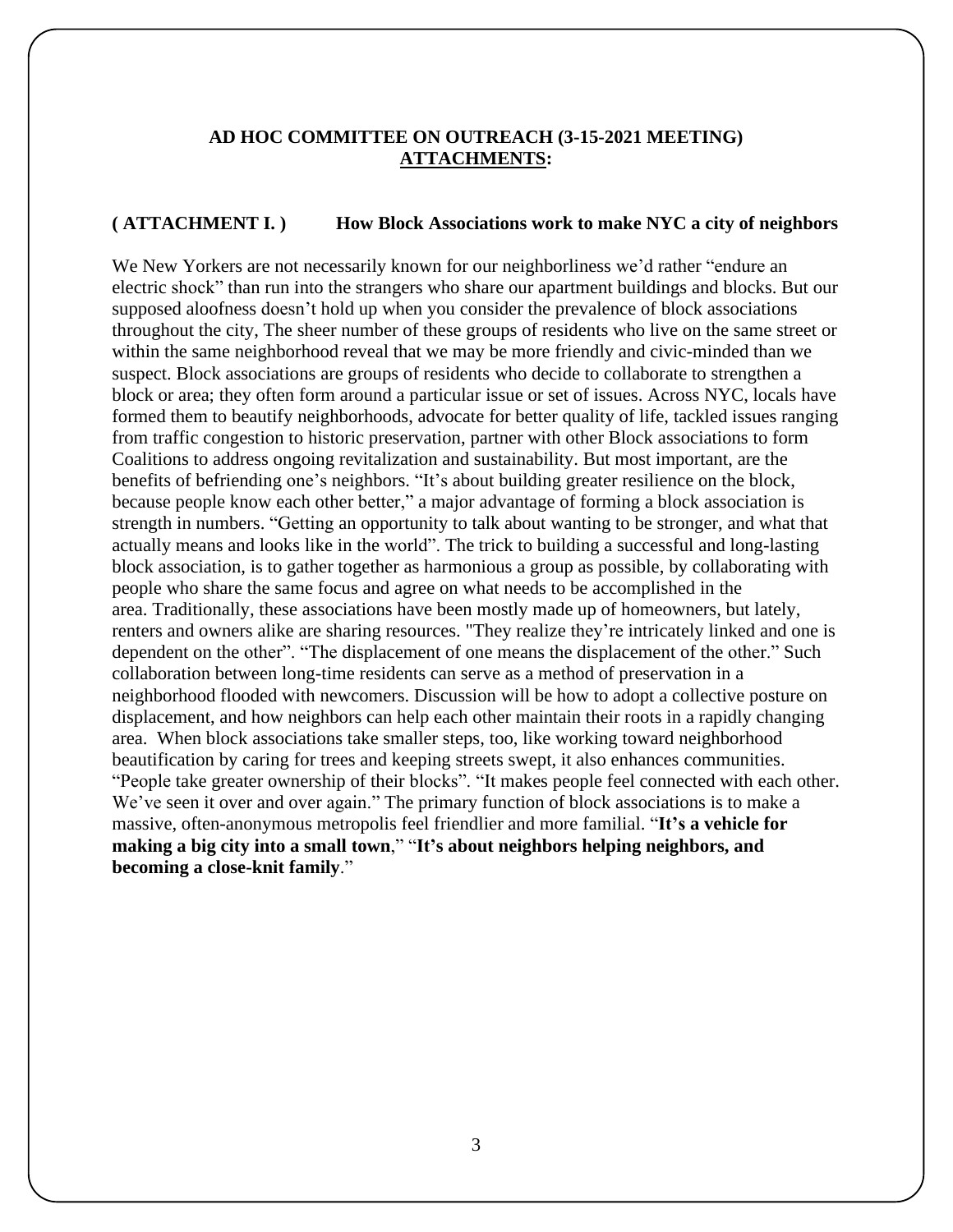**AD HOC COMMITTEE ON OUTREACH (3-15-2021 MEETING)**
**ATTACHMENTS:**

**( ATTACHMENT I. )  How Block Associations work to make NYC a city of neighbors**

We New Yorkers are not necessarily known for our neighborliness we'd rather "endure an electric shock" than run into the strangers who share our apartment buildings and blocks. But our supposed aloofness doesn't hold up when you consider the prevalence of block associations throughout the city, The sheer number of these groups of residents who live on the same street or within the same neighborhood reveal that we may be more friendly and civic-minded than we suspect. Block associations are groups of residents who decide to collaborate to strengthen a block or area; they often form around a particular issue or set of issues. Across NYC, locals have formed them to beautify neighborhoods, advocate for better quality of life, tackled issues ranging from traffic congestion to historic preservation, partner with other Block associations to form Coalitions to address ongoing revitalization and sustainability. But most important, are the benefits of befriending one's neighbors. "It's about building greater resilience on the block, because people know each other better," a major advantage of forming a block association is strength in numbers. "Getting an opportunity to talk about wanting to be stronger, and what that actually means and looks like in the world". The trick to building a successful and long-lasting block association, is to gather together as harmonious a group as possible, by collaborating with people who share the same focus and agree on what needs to be accomplished in the area. Traditionally, these associations have been mostly made up of homeowners, but lately, renters and owners alike are sharing resources. "They realize they're intricately linked and one is dependent on the other". "The displacement of one means the displacement of the other." Such collaboration between long-time residents can serve as a method of preservation in a neighborhood flooded with newcomers. Discussion will be how to adopt a collective posture on displacement, and how neighbors can help each other maintain their roots in a rapidly changing area. When block associations take smaller steps, too, like working toward neighborhood beautification by caring for trees and keeping streets swept, it also enhances communities. "People take greater ownership of their blocks". "It makes people feel connected with each other. We've seen it over and over again." The primary function of block associations is to make a massive, often-anonymous metropolis feel friendlier and more familial. "**It's a vehicle for making a big city into a small town**," "**It's about neighbors helping neighbors, and becoming a close-knit family**."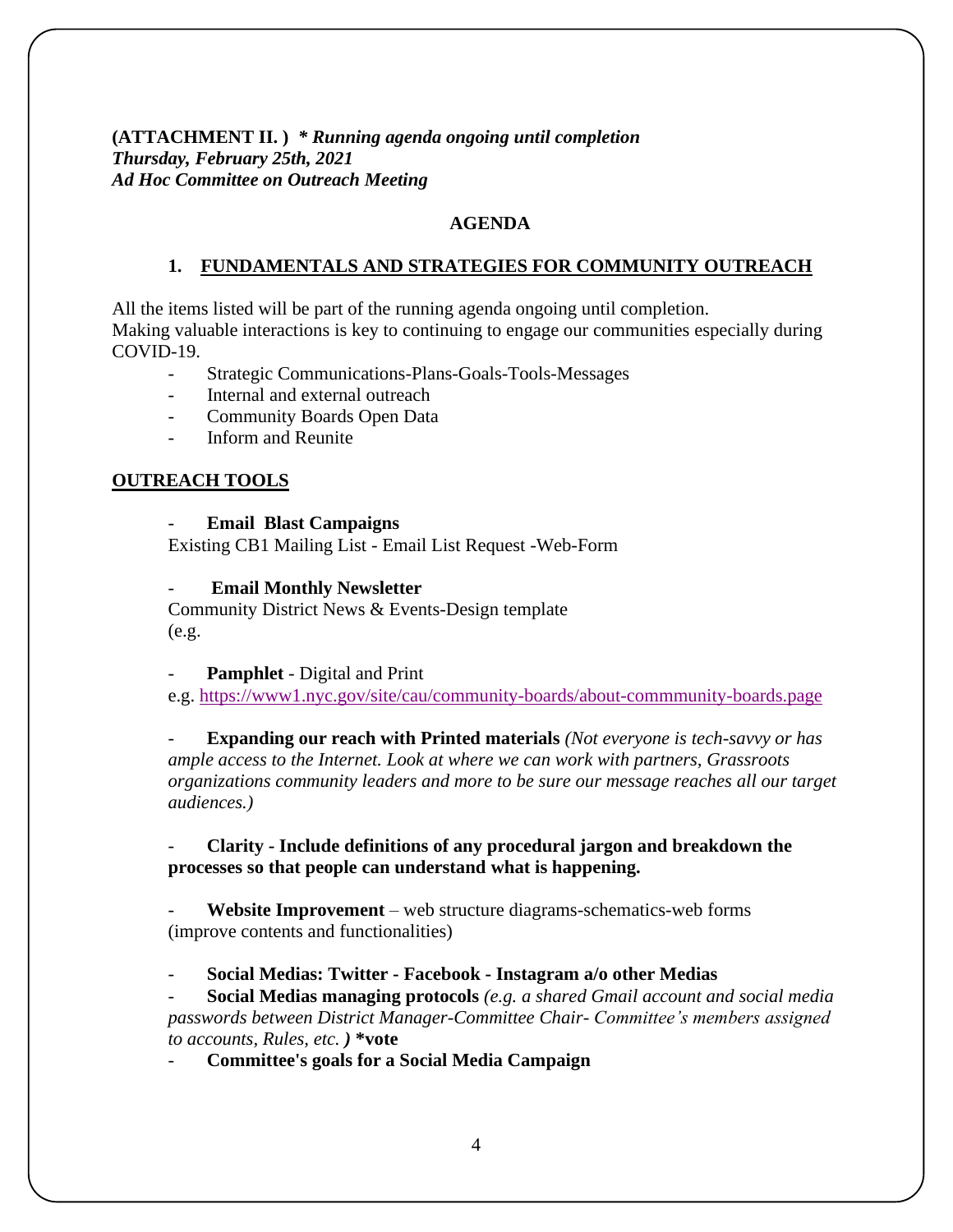**(ATTACHMENT II. )** ***\* Running agenda ongoing until completion***
***Thursday, February 25th, 2021***
***Ad Hoc Committee on Outreach Meeting***

**AGENDA**

**1. FUNDAMENTALS AND STRATEGIES FOR COMMUNITY OUTREACH**

All the items listed will be part of the running agenda ongoing until completion.
Making valuable interactions is key to continuing to engage our communities especially during COVID-19.

- Strategic Communications-Plans-Goals-Tools-Messages
- Internal and external outreach
- Community Boards Open Data
- Inform and Reunite

**OUTREACH TOOLS**

- **Email Blast Campaigns**
Existing CB1 Mailing List - Email List Request -Web-Form

- **Email Monthly Newsletter**
Community District News & Events-Design template
(e.g.

- **Pamphlet** - Digital and Print
e.g. https://www1.nyc.gov/site/cau/community-boards/about-commmunity-boards.page

- **Expanding our reach with Printed materials** *(Not everyone is tech-savvy or has ample access to the Internet. Look at where we can work with partners, Grassroots organizations community leaders and more to be sure our message reaches all our target audiences.)*

- **Clarity - Include definitions of any procedural jargon and breakdown the processes so that people can understand what is happening.**

- **Website Improvement** – web structure diagrams-schematics-web forms (improve contents and functionalities)

- **Social Medias: Twitter - Facebook - Instagram a/o other Medias**
- **Social Medias managing protocols** *(e.g. a shared Gmail account and social media passwords between District Manager-Committee Chair- Committee's members assigned to accounts, Rules, etc. )* **\*vote**
- **Committee's goals for a Social Media Campaign**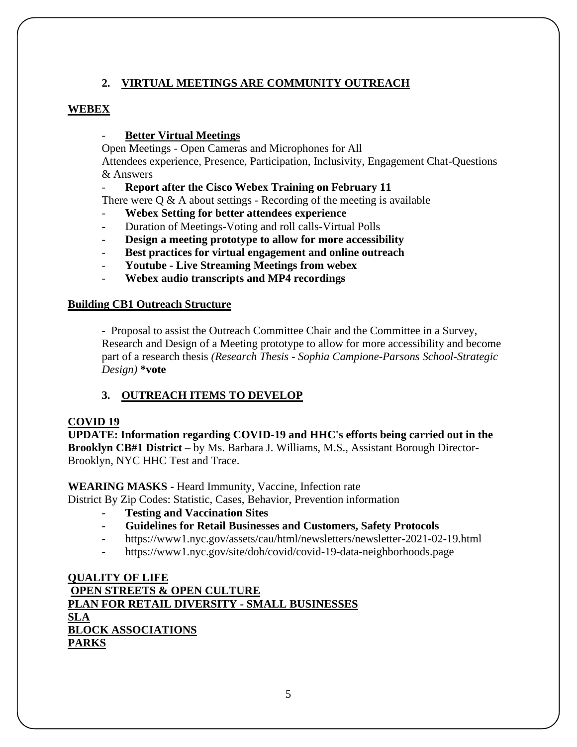## 2. VIRTUAL MEETINGS ARE COMMUNITY OUTREACH

**WEBEX**

- **Better Virtual Meetings**
  Open Meetings - Open Cameras and Microphones for All
  Attendees experience, Presence, Participation, Inclusivity, Engagement Chat-Questions & Answers
- **Report after the Cisco Webex Training on February 11**
  There were Q & A about settings - Recording of the meeting is available
- **Webex Setting for better attendees experience**
- Duration of Meetings-Voting and roll calls-Virtual Polls
- **Design a meeting prototype to allow for more accessibility**
- **Best practices for virtual engagement and online outreach**
- **Youtube - Live Streaming Meetings from webex**
- **Webex audio transcripts and MP4 recordings**

**Building CB1 Outreach Structure**

- Proposal to assist the Outreach Committee Chair and the Committee in a Survey, Research and Design of a Meeting prototype to allow for more accessibility and become part of a research thesis *(Research Thesis - Sophia Campione-Parsons School-Strategic Design)* **\*vote**

## 3. OUTREACH ITEMS TO DEVELOP

**COVID 19**

**UPDATE: Information regarding COVID-19 and HHC's efforts being carried out in the Brooklyn CB#1 District** – by Ms. Barbara J. Williams, M.S., Assistant Borough Director-Brooklyn, NYC HHC Test and Trace.

**WEARING MASKS -** Heard Immunity, Vaccine, Infection rate
District By Zip Codes: Statistic, Cases, Behavior, Prevention information

- **Testing and Vaccination Sites**
- **Guidelines for Retail Businesses and Customers, Safety Protocols**
- https://www1.nyc.gov/assets/cau/html/newsletters/newsletter-2021-02-19.html
- https://www1.nyc.gov/site/doh/covid/covid-19-data-neighborhoods.page

**QUALITY OF LIFE**
**OPEN STREETS & OPEN CULTURE**
**PLAN FOR RETAIL DIVERSITY - SMALL BUSINESSES**
**SLA**
**BLOCK ASSOCIATIONS**
**PARKS**